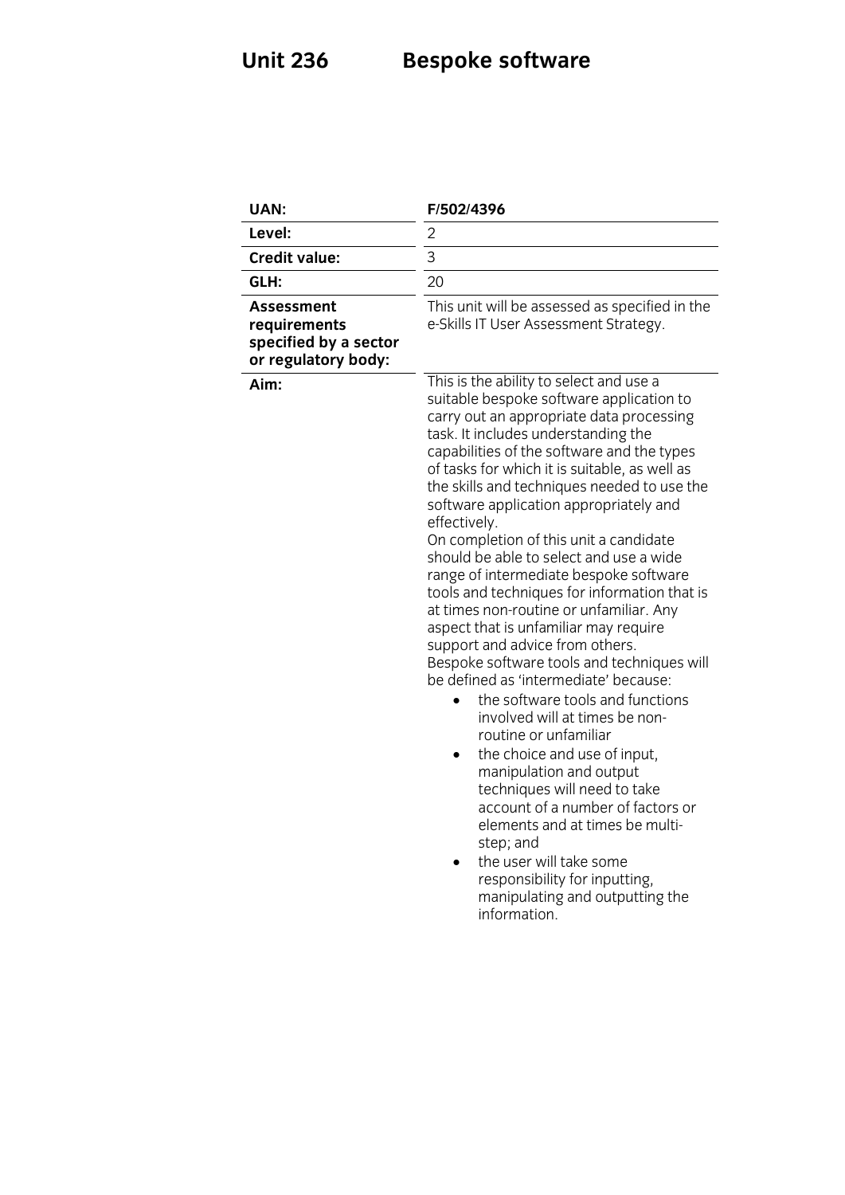# Unit 236 Bespoke software

| | |
|---|---|
| **UAN:** | **F/502/4396** |
| **Level:** | 2 |
| **Credit value:** | 3 |
| **GLH:** | 20 |
| **Assessment requirements specified by a sector or regulatory body:** | This unit will be assessed as specified in the e-Skills IT User Assessment Strategy. |
| **Aim:** | This is the ability to select and use a suitable bespoke software application to carry out an appropriate data processing task. It includes understanding the capabilities of the software and the types of tasks for which it is suitable, as well as the skills and techniques needed to use the software application appropriately and effectively.<br>On completion of this unit a candidate should be able to select and use a wide range of intermediate bespoke software tools and techniques for information that is at times non-routine or unfamiliar. Any aspect that is unfamiliar may require support and advice from others.<br>Bespoke software tools and techniques will be defined as 'intermediate' because:<br>• the software tools and functions involved will at times be non-routine or unfamiliar<br>• the choice and use of input, manipulation and output techniques will need to take account of a number of factors or elements and at times be multi-step; and<br>• the user will take some responsibility for inputting, manipulating and outputting the information. |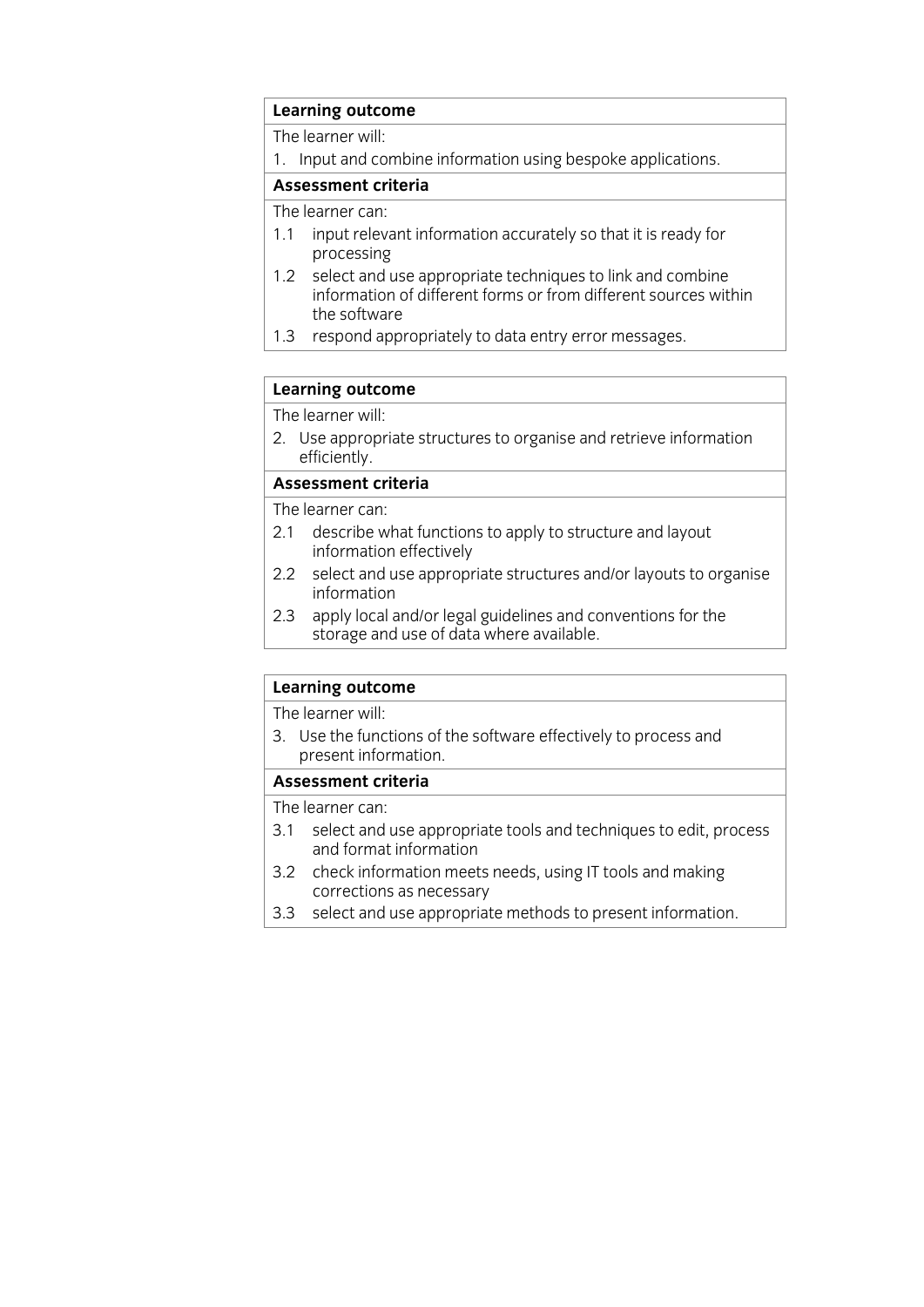| Learning outcome |
| --- |
| The learner will: |
| 1. Input and combine information using bespoke applications. |
| **Assessment criteria** |
| The learner can: |
| 1.1 input relevant information accurately so that it is ready for processing |
| 1.2 select and use appropriate techniques to link and combine information of different forms or from different sources within the software |
| 1.3 respond appropriately to data entry error messages. |

| Learning outcome |
| --- |
| The learner will: |
| 2. Use appropriate structures to organise and retrieve information efficiently. |
| **Assessment criteria** |
| The learner can: |
| 2.1 describe what functions to apply to structure and layout information effectively |
| 2.2 select and use appropriate structures and/or layouts to organise information |
| 2.3 apply local and/or legal guidelines and conventions for the storage and use of data where available. |

| Learning outcome |
| --- |
| The learner will: |
| 3. Use the functions of the software effectively to process and present information. |
| **Assessment criteria** |
| The learner can: |
| 3.1 select and use appropriate tools and techniques to edit, process and format information |
| 3.2 check information meets needs, using IT tools and making corrections as necessary |
| 3.3 select and use appropriate methods to present information. |